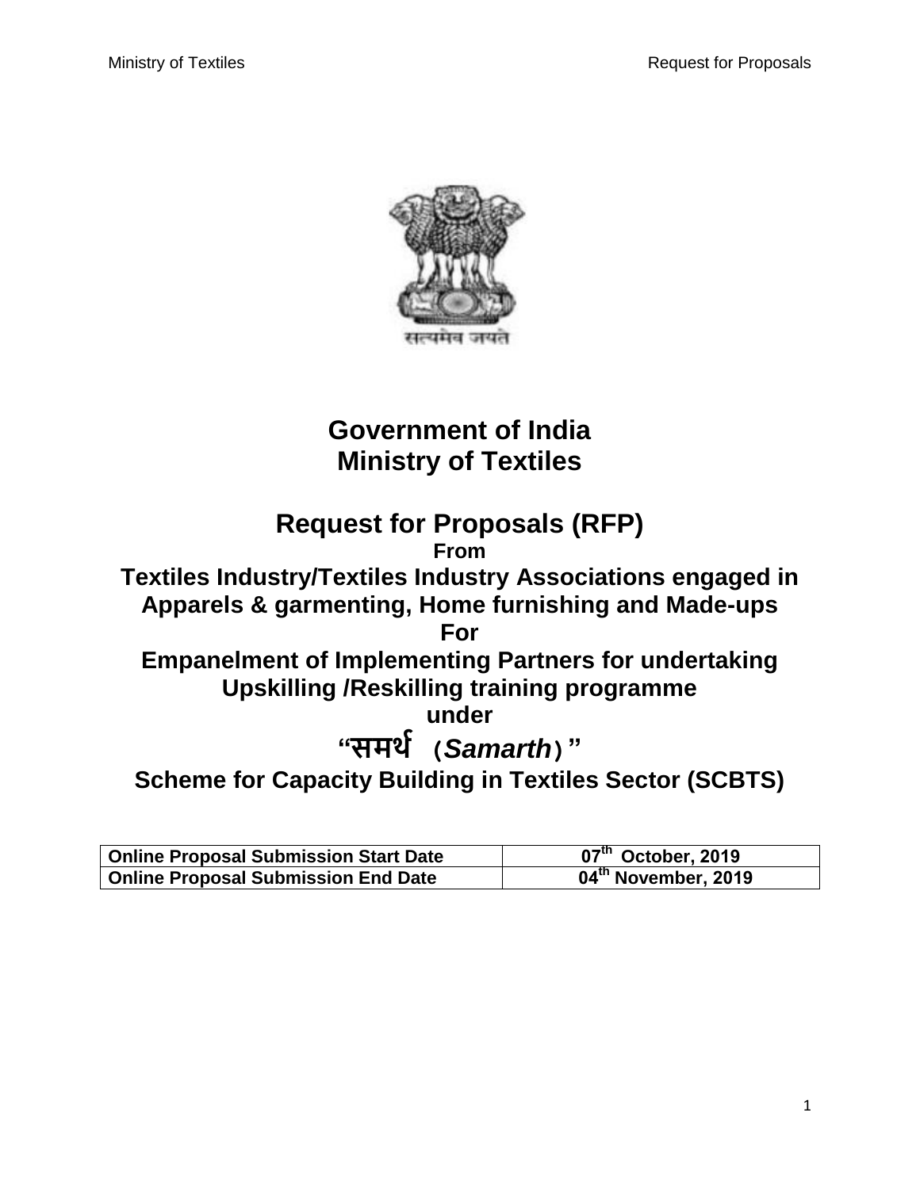सत्यमेव जयते

# Government of India
# Ministry of Textiles

## Request for Proposals (RFP)

**From**

**Textiles Industry/Textiles Industry Associations engaged in Apparels & garmenting, Home furnishing and Made-ups**

**For**

**Empanelment of Implementing Partners for undertaking Upskilling /Reskilling training programme**

**under**

## "समर्थ (*Samarth*)"

## Scheme for Capacity Building in Textiles Sector (SCBTS)

| Online Proposal Submission Start Date | 07th October, 2019 |
|---|---|
| Online Proposal Submission End Date | 04th November, 2019 |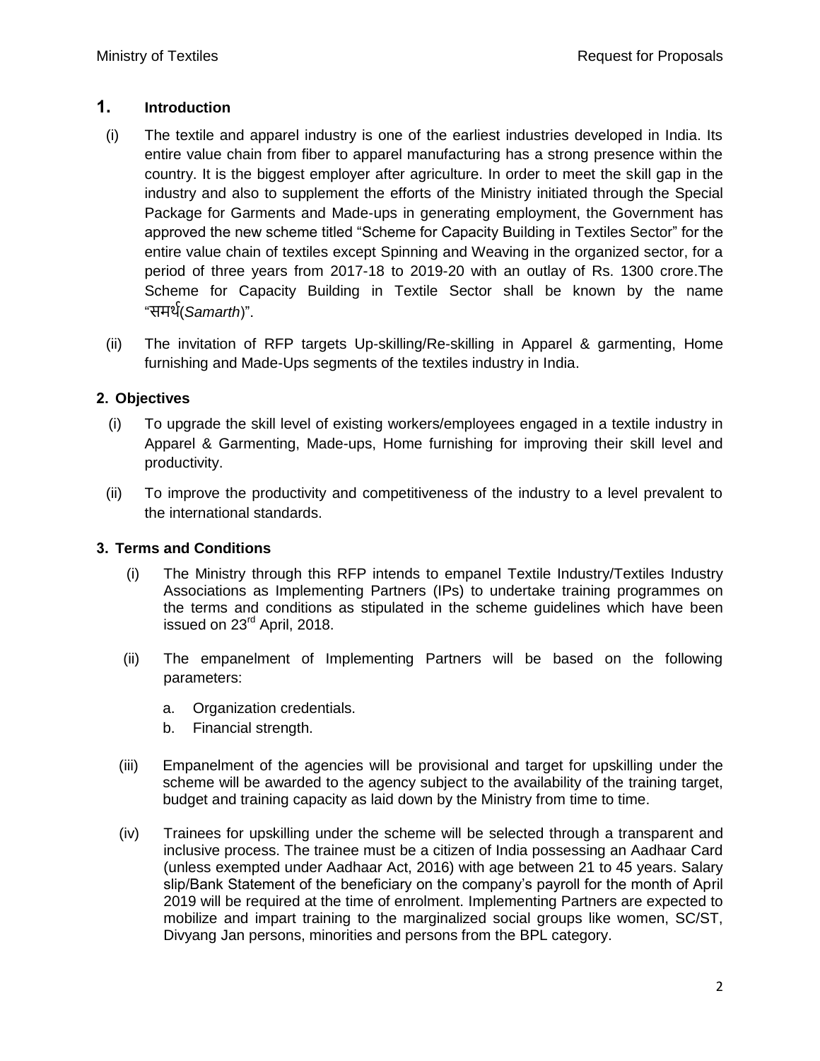## 1. Introduction

(i) The textile and apparel industry is one of the earliest industries developed in India. Its entire value chain from fiber to apparel manufacturing has a strong presence within the country. It is the biggest employer after agriculture. In order to meet the skill gap in the industry and also to supplement the efforts of the Ministry initiated through the Special Package for Garments and Made-ups in generating employment, the Government has approved the new scheme titled "Scheme for Capacity Building in Textiles Sector" for the entire value chain of textiles except Spinning and Weaving in the organized sector, for a period of three years from 2017-18 to 2019-20 with an outlay of Rs. 1300 crore.The Scheme for Capacity Building in Textile Sector shall be known by the name "समर्थ(*Samarth*)".

(ii) The invitation of RFP targets Up-skilling/Re-skilling in Apparel & garmenting, Home furnishing and Made-Ups segments of the textiles industry in India.

## 2. Objectives

(i) To upgrade the skill level of existing workers/employees engaged in a textile industry in Apparel & Garmenting, Made-ups, Home furnishing for improving their skill level and productivity.

(ii) To improve the productivity and competitiveness of the industry to a level prevalent to the international standards.

## 3. Terms and Conditions

(i) The Ministry through this RFP intends to empanel Textile Industry/Textiles Industry Associations as Implementing Partners (IPs) to undertake training programmes on the terms and conditions as stipulated in the scheme guidelines which have been issued on 23rd April, 2018.

(ii) The empanelment of Implementing Partners will be based on the following parameters:

a. Organization credentials.
b. Financial strength.

(iii) Empanelment of the agencies will be provisional and target for upskilling under the scheme will be awarded to the agency subject to the availability of the training target, budget and training capacity as laid down by the Ministry from time to time.

(iv) Trainees for upskilling under the scheme will be selected through a transparent and inclusive process. The trainee must be a citizen of India possessing an Aadhaar Card (unless exempted under Aadhaar Act, 2016) with age between 21 to 45 years. Salary slip/Bank Statement of the beneficiary on the company's payroll for the month of April 2019 will be required at the time of enrolment. Implementing Partners are expected to mobilize and impart training to the marginalized social groups like women, SC/ST, Divyang Jan persons, minorities and persons from the BPL category.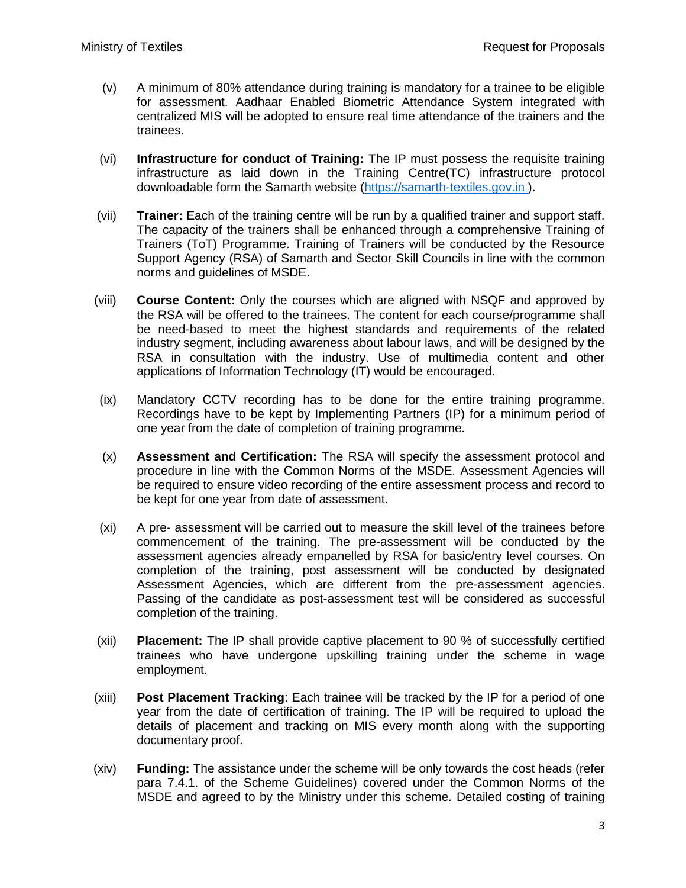(v) A minimum of 80% attendance during training is mandatory for a trainee to be eligible for assessment. Aadhaar Enabled Biometric Attendance System integrated with centralized MIS will be adopted to ensure real time attendance of the trainers and the trainees.

(vi) **Infrastructure for conduct of Training:** The IP must possess the requisite training infrastructure as laid down in the Training Centre(TC) infrastructure protocol downloadable form the Samarth website (https://samarth-textiles.gov.in ).

(vii) **Trainer:** Each of the training centre will be run by a qualified trainer and support staff. The capacity of the trainers shall be enhanced through a comprehensive Training of Trainers (ToT) Programme. Training of Trainers will be conducted by the Resource Support Agency (RSA) of Samarth and Sector Skill Councils in line with the common norms and guidelines of MSDE.

(viii) **Course Content:** Only the courses which are aligned with NSQF and approved by the RSA will be offered to the trainees. The content for each course/programme shall be need-based to meet the highest standards and requirements of the related industry segment, including awareness about labour laws, and will be designed by the RSA in consultation with the industry. Use of multimedia content and other applications of Information Technology (IT) would be encouraged.

(ix) Mandatory CCTV recording has to be done for the entire training programme. Recordings have to be kept by Implementing Partners (IP) for a minimum period of one year from the date of completion of training programme.

(x) **Assessment and Certification:** The RSA will specify the assessment protocol and procedure in line with the Common Norms of the MSDE. Assessment Agencies will be required to ensure video recording of the entire assessment process and record to be kept for one year from date of assessment.

(xi) A pre- assessment will be carried out to measure the skill level of the trainees before commencement of the training. The pre-assessment will be conducted by the assessment agencies already empanelled by RSA for basic/entry level courses. On completion of the training, post assessment will be conducted by designated Assessment Agencies, which are different from the pre-assessment agencies. Passing of the candidate as post-assessment test will be considered as successful completion of the training.

(xii) **Placement:** The IP shall provide captive placement to 90 % of successfully certified trainees who have undergone upskilling training under the scheme in wage employment.

(xiii) **Post Placement Tracking**: Each trainee will be tracked by the IP for a period of one year from the date of certification of training. The IP will be required to upload the details of placement and tracking on MIS every month along with the supporting documentary proof.

(xiv) **Funding:** The assistance under the scheme will be only towards the cost heads (refer para 7.4.1. of the Scheme Guidelines) covered under the Common Norms of the MSDE and agreed to by the Ministry under this scheme. Detailed costing of training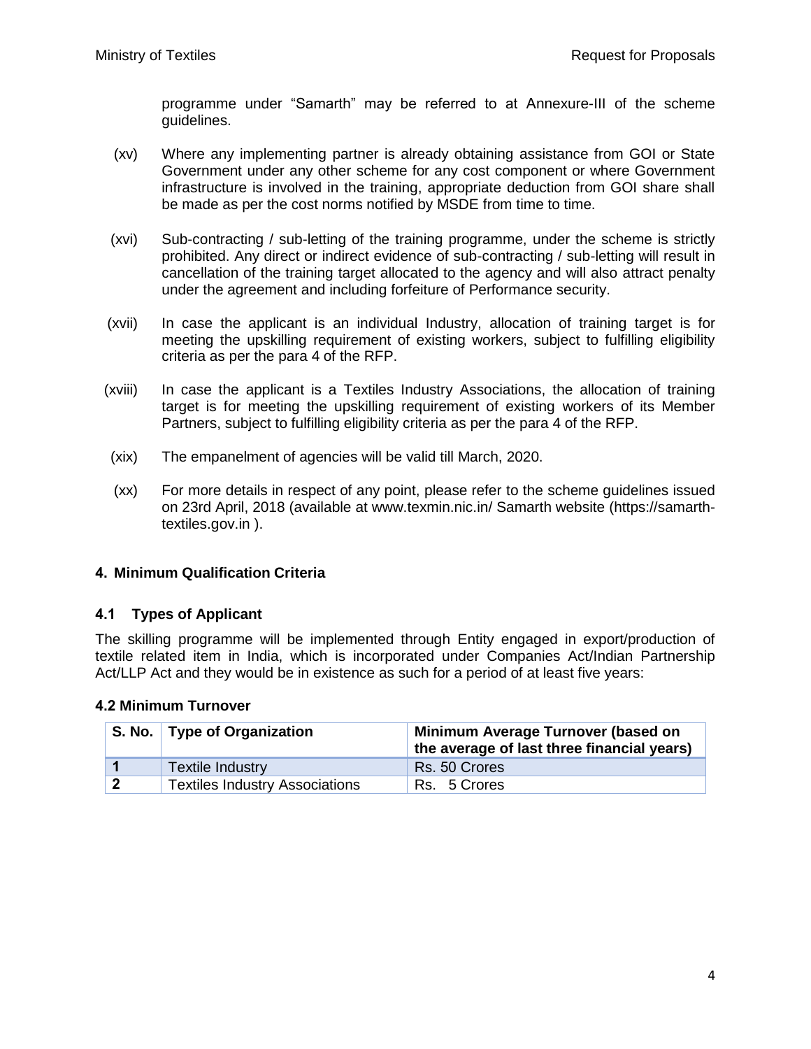programme under "Samarth" may be referred to at Annexure-III of the scheme guidelines.

(xv) Where any implementing partner is already obtaining assistance from GOI or State Government under any other scheme for any cost component or where Government infrastructure is involved in the training, appropriate deduction from GOI share shall be made as per the cost norms notified by MSDE from time to time.

(xvi) Sub-contracting / sub-letting of the training programme, under the scheme is strictly prohibited. Any direct or indirect evidence of sub-contracting / sub-letting will result in cancellation of the training target allocated to the agency and will also attract penalty under the agreement and including forfeiture of Performance security.

(xvii) In case the applicant is an individual Industry, allocation of training target is for meeting the upskilling requirement of existing workers, subject to fulfilling eligibility criteria as per the para 4 of the RFP.

(xviii) In case the applicant is a Textiles Industry Associations, the allocation of training target is for meeting the upskilling requirement of existing workers of its Member Partners, subject to fulfilling eligibility criteria as per the para 4 of the RFP.

(xix) The empanelment of agencies will be valid till March, 2020.

(xx) For more details in respect of any point, please refer to the scheme guidelines issued on 23rd April, 2018 (available at www.texmin.nic.in/ Samarth website (https://samarth-textiles.gov.in ).

## 4. Minimum Qualification Criteria

### 4.1 Types of Applicant

The skilling programme will be implemented through Entity engaged in export/production of textile related item in India, which is incorporated under Companies Act/Indian Partnership Act/LLP Act and they would be in existence as such for a period of at least five years:

### 4.2 Minimum Turnover

| S. No. | Type of Organization | Minimum Average Turnover (based on the average of last three financial years) |
|---|---|---|
| **1** | Textile Industry | Rs. 50 Crores |
| **2** | Textiles Industry Associations | Rs. 5 Crores |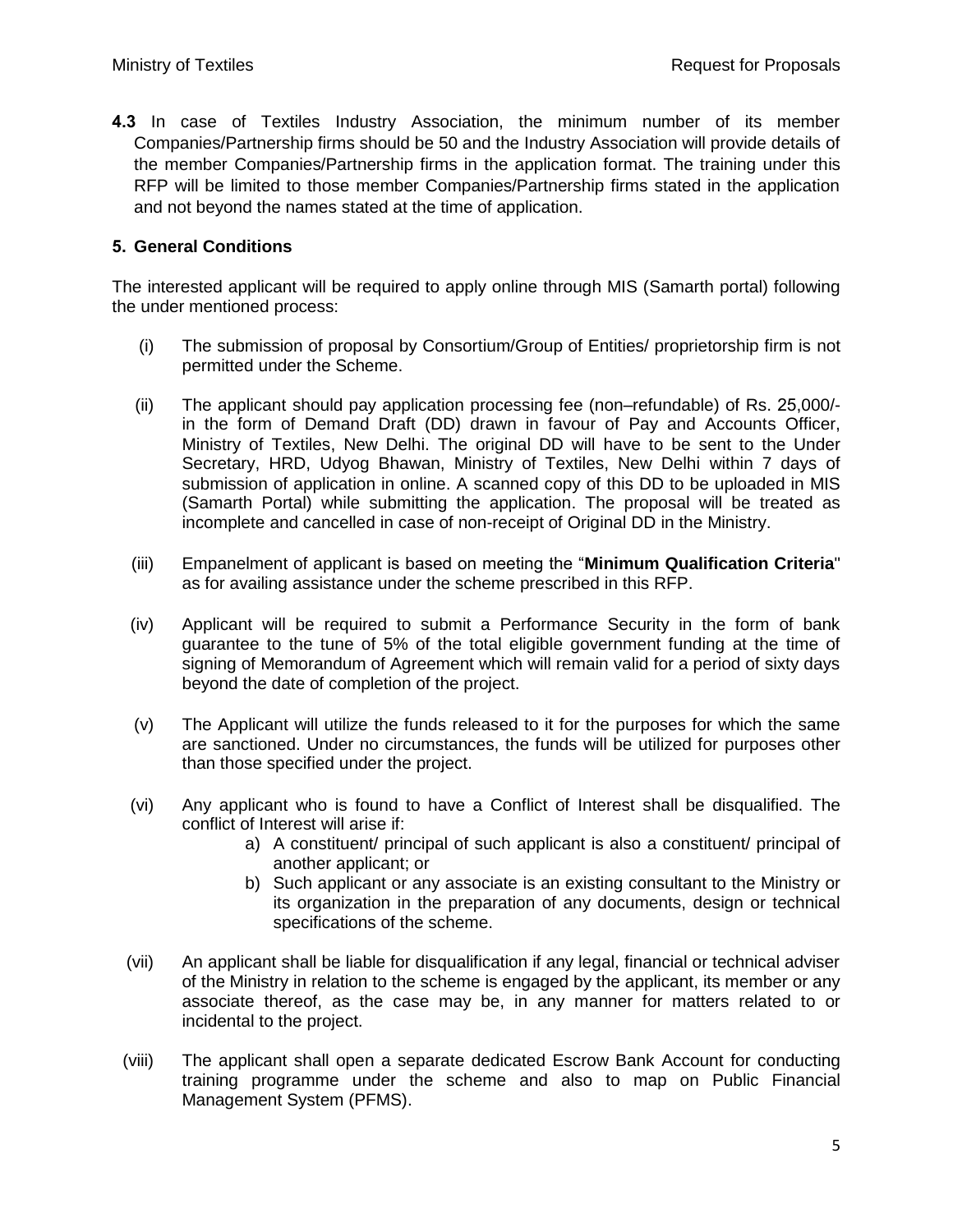**4.3** In case of Textiles Industry Association, the minimum number of its member Companies/Partnership firms should be 50 and the Industry Association will provide details of the member Companies/Partnership firms in the application format. The training under this RFP will be limited to those member Companies/Partnership firms stated in the application and not beyond the names stated at the time of application.

## 5. General Conditions

The interested applicant will be required to apply online through MIS (Samarth portal) following the under mentioned process:

(i) The submission of proposal by Consortium/Group of Entities/ proprietorship firm is not permitted under the Scheme.

(ii) The applicant should pay application processing fee (non–refundable) of Rs. 25,000/- in the form of Demand Draft (DD) drawn in favour of Pay and Accounts Officer, Ministry of Textiles, New Delhi. The original DD will have to be sent to the Under Secretary, HRD, Udyog Bhawan, Ministry of Textiles, New Delhi within 7 days of submission of application in online. A scanned copy of this DD to be uploaded in MIS (Samarth Portal) while submitting the application. The proposal will be treated as incomplete and cancelled in case of non-receipt of Original DD in the Ministry.

(iii) Empanelment of applicant is based on meeting the "**Minimum Qualification Criteria**" as for availing assistance under the scheme prescribed in this RFP.

(iv) Applicant will be required to submit a Performance Security in the form of bank guarantee to the tune of 5% of the total eligible government funding at the time of signing of Memorandum of Agreement which will remain valid for a period of sixty days beyond the date of completion of the project.

(v) The Applicant will utilize the funds released to it for the purposes for which the same are sanctioned. Under no circumstances, the funds will be utilized for purposes other than those specified under the project.

(vi) Any applicant who is found to have a Conflict of Interest shall be disqualified. The conflict of Interest will arise if:

   a) A constituent/ principal of such applicant is also a constituent/ principal of another applicant; or
   b) Such applicant or any associate is an existing consultant to the Ministry or its organization in the preparation of any documents, design or technical specifications of the scheme.

(vii) An applicant shall be liable for disqualification if any legal, financial or technical adviser of the Ministry in relation to the scheme is engaged by the applicant, its member or any associate thereof, as the case may be, in any manner for matters related to or incidental to the project.

(viii) The applicant shall open a separate dedicated Escrow Bank Account for conducting training programme under the scheme and also to map on Public Financial Management System (PFMS).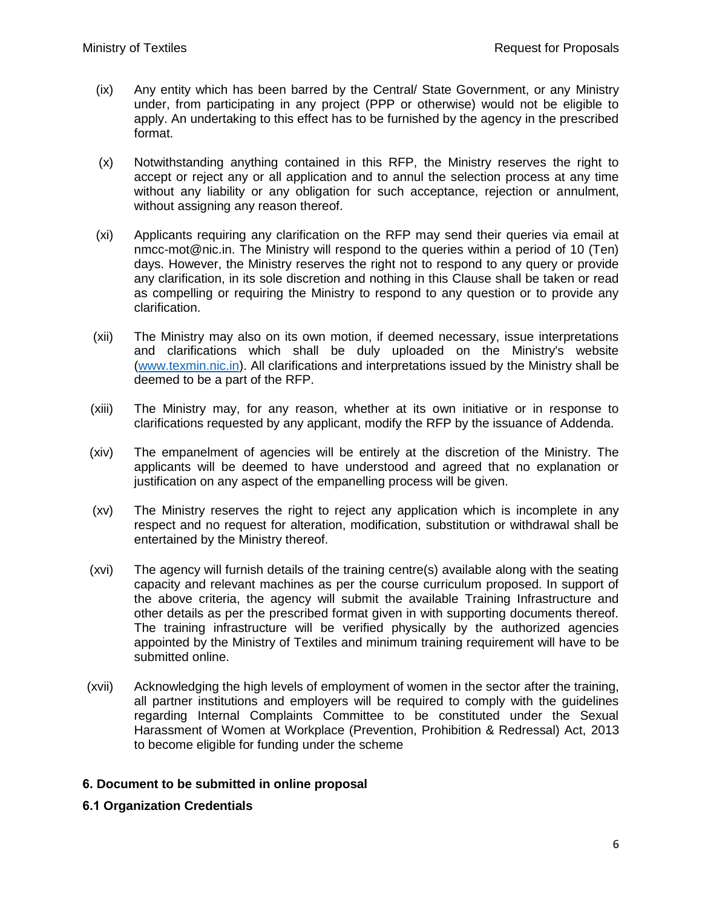(ix) Any entity which has been barred by the Central/ State Government, or any Ministry under, from participating in any project (PPP or otherwise) would not be eligible to apply. An undertaking to this effect has to be furnished by the agency in the prescribed format.

(x) Notwithstanding anything contained in this RFP, the Ministry reserves the right to accept or reject any or all application and to annul the selection process at any time without any liability or any obligation for such acceptance, rejection or annulment, without assigning any reason thereof.

(xi) Applicants requiring any clarification on the RFP may send their queries via email at nmcc-mot@nic.in. The Ministry will respond to the queries within a period of 10 (Ten) days. However, the Ministry reserves the right not to respond to any query or provide any clarification, in its sole discretion and nothing in this Clause shall be taken or read as compelling or requiring the Ministry to respond to any question or to provide any clarification.

(xii) The Ministry may also on its own motion, if deemed necessary, issue interpretations and clarifications which shall be duly uploaded on the Ministry's website ([www.texmin.nic.in](www.texmin.nic.in)). All clarifications and interpretations issued by the Ministry shall be deemed to be a part of the RFP.

(xiii) The Ministry may, for any reason, whether at its own initiative or in response to clarifications requested by any applicant, modify the RFP by the issuance of Addenda.

(xiv) The empanelment of agencies will be entirely at the discretion of the Ministry. The applicants will be deemed to have understood and agreed that no explanation or justification on any aspect of the empanelling process will be given.

(xv) The Ministry reserves the right to reject any application which is incomplete in any respect and no request for alteration, modification, substitution or withdrawal shall be entertained by the Ministry thereof.

(xvi) The agency will furnish details of the training centre(s) available along with the seating capacity and relevant machines as per the course curriculum proposed. In support of the above criteria, the agency will submit the available Training Infrastructure and other details as per the prescribed format given in with supporting documents thereof. The training infrastructure will be verified physically by the authorized agencies appointed by the Ministry of Textiles and minimum training requirement will have to be submitted online.

(xvii) Acknowledging the high levels of employment of women in the sector after the training, all partner institutions and employers will be required to comply with the guidelines regarding Internal Complaints Committee to be constituted under the Sexual Harassment of Women at Workplace (Prevention, Prohibition & Redressal) Act, 2013 to become eligible for funding under the scheme

**6. Document to be submitted in online proposal**

**6.1 Organization Credentials**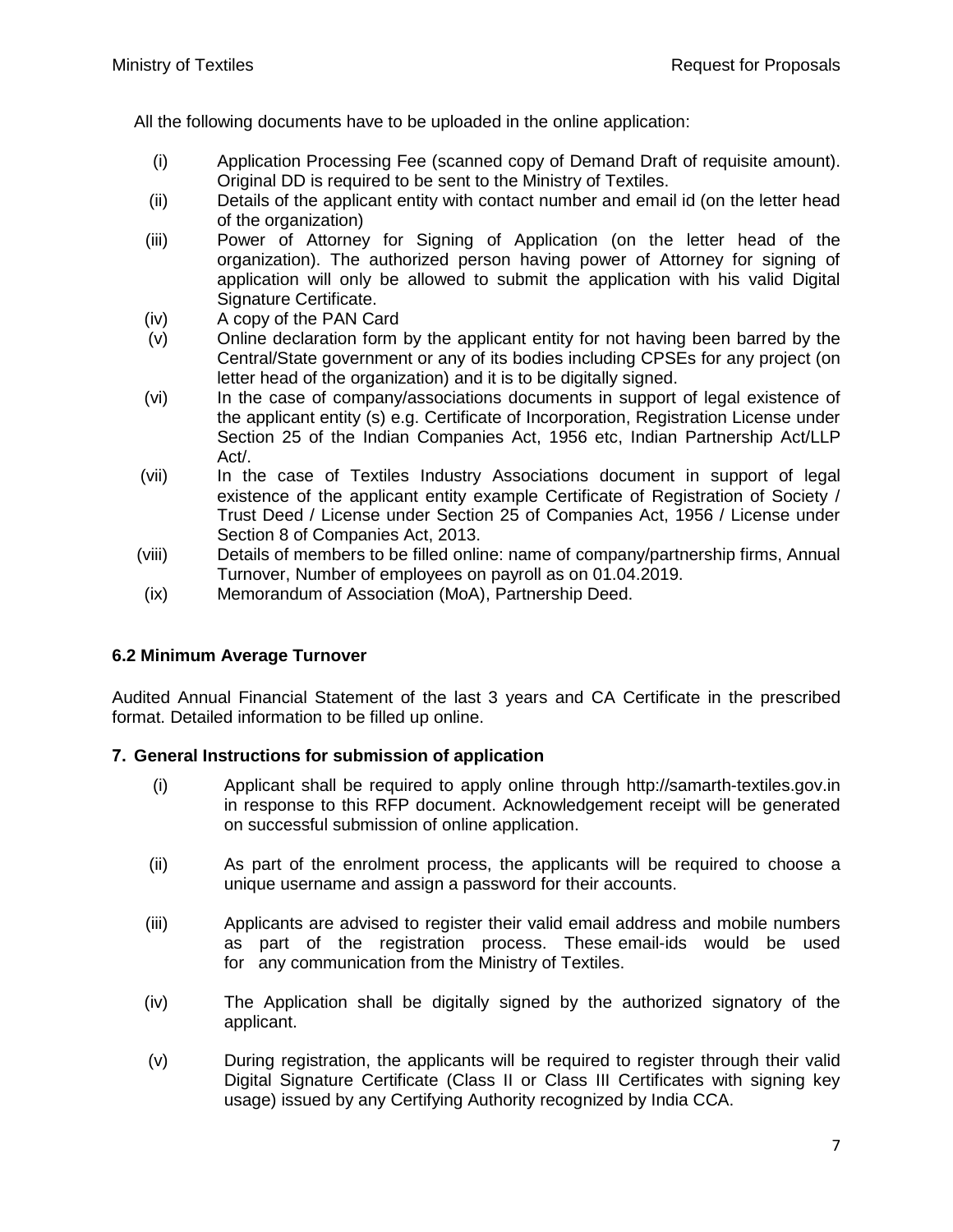All the following documents have to be uploaded in the online application:

(i) Application Processing Fee (scanned copy of Demand Draft of requisite amount). Original DD is required to be sent to the Ministry of Textiles.

(ii) Details of the applicant entity with contact number and email id (on the letter head of the organization)

(iii) Power of Attorney for Signing of Application (on the letter head of the organization). The authorized person having power of Attorney for signing of application will only be allowed to submit the application with his valid Digital Signature Certificate.

(iv) A copy of the PAN Card

(v) Online declaration form by the applicant entity for not having been barred by the Central/State government or any of its bodies including CPSEs for any project (on letter head of the organization) and it is to be digitally signed.

(vi) In the case of company/associations documents in support of legal existence of the applicant entity (s) e.g. Certificate of Incorporation, Registration License under Section 25 of the Indian Companies Act, 1956 etc, Indian Partnership Act/LLP Act/.

(vii) In the case of Textiles Industry Associations document in support of legal existence of the applicant entity example Certificate of Registration of Society / Trust Deed / License under Section 25 of Companies Act, 1956 / License under Section 8 of Companies Act, 2013.

(viii) Details of members to be filled online: name of company/partnership firms, Annual Turnover, Number of employees on payroll as on 01.04.2019.

(ix) Memorandum of Association (MoA), Partnership Deed.

### 6.2 Minimum Average Turnover

Audited Annual Financial Statement of the last 3 years and CA Certificate in the prescribed format. Detailed information to be filled up online.

## 7. General Instructions for submission of application

(i) Applicant shall be required to apply online through http://samarth-textiles.gov.in in response to this RFP document. Acknowledgement receipt will be generated on successful submission of online application.

(ii) As part of the enrolment process, the applicants will be required to choose a unique username and assign a password for their accounts.

(iii) Applicants are advised to register their valid email address and mobile numbers as part of the registration process. These email-ids would be used for any communication from the Ministry of Textiles.

(iv) The Application shall be digitally signed by the authorized signatory of the applicant.

(v) During registration, the applicants will be required to register through their valid Digital Signature Certificate (Class II or Class III Certificates with signing key usage) issued by any Certifying Authority recognized by India CCA.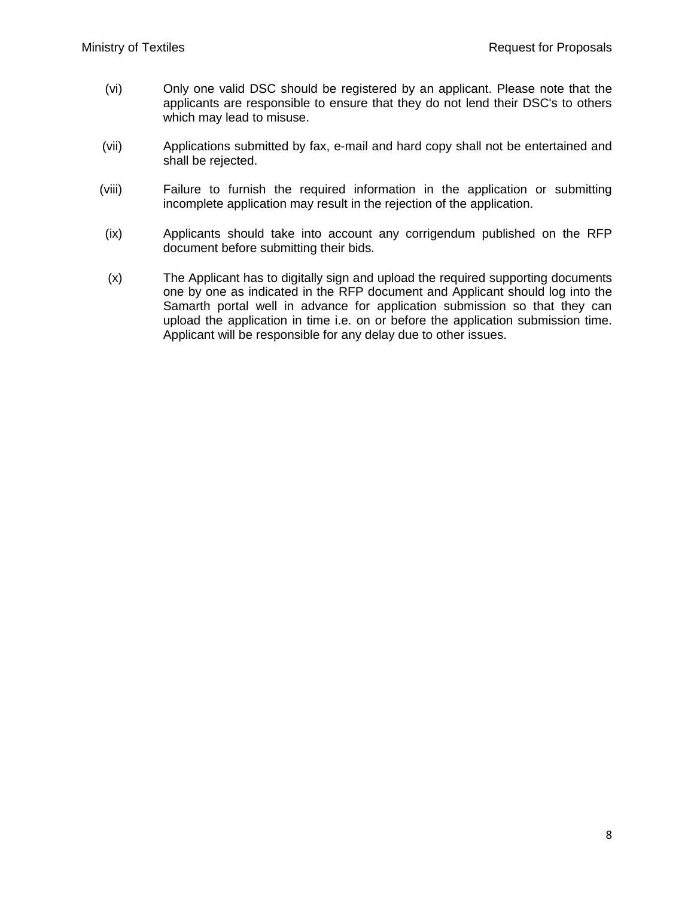(vi) Only one valid DSC should be registered by an applicant. Please note that the applicants are responsible to ensure that they do not lend their DSC's to others which may lead to misuse.

(vii) Applications submitted by fax, e-mail and hard copy shall not be entertained and shall be rejected.

(viii) Failure to furnish the required information in the application or submitting incomplete application may result in the rejection of the application.

(ix) Applicants should take into account any corrigendum published on the RFP document before submitting their bids.

(x) The Applicant has to digitally sign and upload the required supporting documents one by one as indicated in the RFP document and Applicant should log into the Samarth portal well in advance for application submission so that they can upload the application in time i.e. on or before the application submission time. Applicant will be responsible for any delay due to other issues.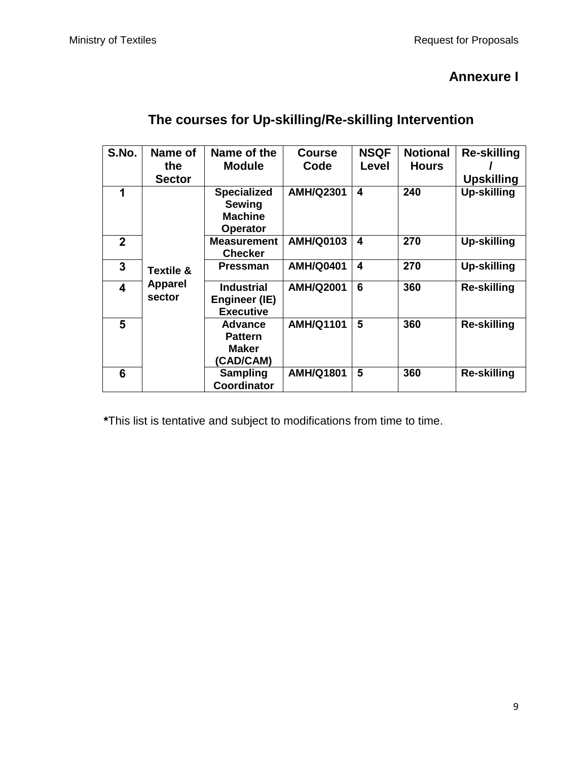**Annexure I**

## The courses for Up-skilling/Re-skilling Intervention

| S.No. | Name of the Sector | Name of the Module | Course Code | NSQF Level | Notional Hours | Re-skilling / Upskilling |
|---|---|---|---|---|---|---|
| 1 | Textile & Apparel sector | Specialized Sewing Machine Operator | AMH/Q2301 | 4 | 240 | Up-skilling |
| 2 | | Measurement Checker | AMH/Q0103 | 4 | 270 | Up-skilling |
| 3 | | Pressman | AMH/Q0401 | 4 | 270 | Up-skilling |
| 4 | | Industrial Engineer (IE) Executive | AMH/Q2001 | 6 | 360 | Re-skilling |
| 5 | | Advance Pattern Maker (CAD/CAM) | AMH/Q1101 | 5 | 360 | Re-skilling |
| 6 | | Sampling Coordinator | AMH/Q1801 | 5 | 360 | Re-skilling |

**\***This list is tentative and subject to modifications from time to time.